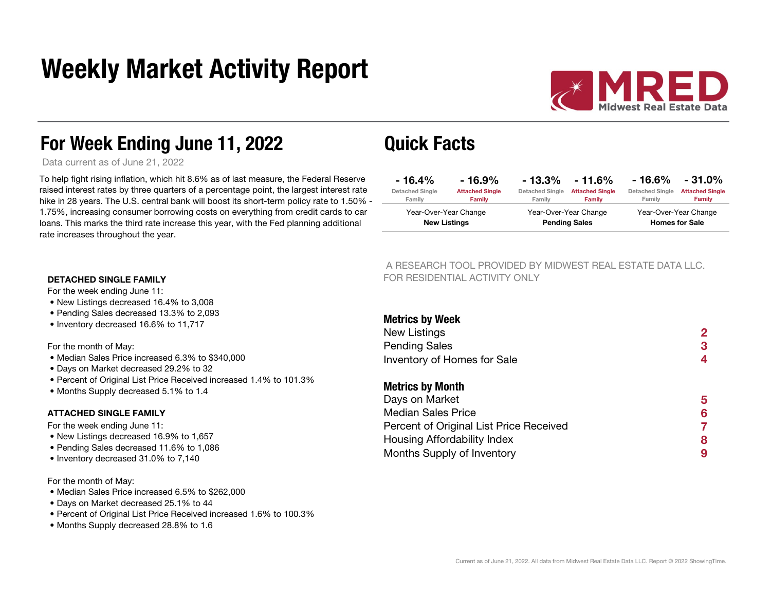# Weekly Market Activity Report

MRED Midwest Real Estate Data

## For Week Ending June 11, 2022

Data current as of June 21, 2022

To help fight rising inflation, which hit 8.6% as of last measure, the Federal Reserve raised interest rates by three quarters of a percentage point, the largest interest rate hike in 28 years. The U.S. central bank will boost its short-term policy rate to 1.50% - 1.75%, increasing consumer borrowing costs on everything from credit cards to car loans. This marks the third rate increase this year, with the Fed planning additional rate increases throughout the year.

**DETACHED SINGLE FAMILY**

For the week ending June 11:

- New Listings decreased 16.4% to 3,008
- Pending Sales decreased 13.3% to 2,093
- Inventory decreased 16.6% to 11,717

For the month of May:

- Median Sales Price increased 6.3% to $340,000
- Days on Market decreased 29.2% to 32
- Percent of Original List Price Received increased 1.4% to 101.3%
- Months Supply decreased 5.1% to 1.4

**ATTACHED SINGLE FAMILY**

For the week ending June 11:

- New Listings decreased 16.9% to 1,657
- Pending Sales decreased 11.6% to 1,086
- Inventory decreased 31.0% to 7,140

For the month of May:

- Median Sales Price increased 6.5% to $262,000
- Days on Market decreased 25.1% to 44
- Percent of Original List Price Received increased 1.6% to 100.3%
- Months Supply decreased 28.8% to 1.6

## Quick Facts

| - 16.4% | - 16.9% | - 13.3% | - 11.6% | - 16.6% | - 31.0% |
|---|---|---|---|---|---|
| Detached Single Family | Attached Single Family | Detached Single Family | Attached Single Family | Detached Single Family | Attached Single Family |
| Year-Over-Year Change **New Listings** | | Year-Over-Year Change **Pending Sales** | | Year-Over-Year Change **Homes for Sale** | |

A RESEARCH TOOL PROVIDED BY MIDWEST REAL ESTATE DATA LLC.
FOR RESIDENTIAL ACTIVITY ONLY

**Metrics by Week**

| | |
|---|---|
| New Listings | 2 |
| Pending Sales | 3 |
| Inventory of Homes for Sale | 4 |

**Metrics by Month**

| | |
|---|---|
| Days on Market | 5 |
| Median Sales Price | 6 |
| Percent of Original List Price Received | 7 |
| Housing Affordability Index | 8 |
| Months Supply of Inventory | 9 |

Current as of June 21, 2022. All data from Midwest Real Estate Data LLC. Report © 2022 ShowingTime.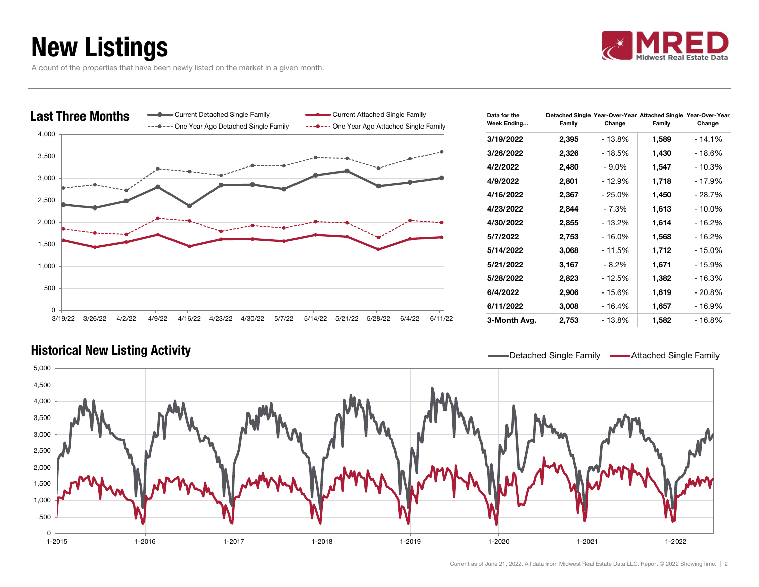# New Listings

A count of the properties that have been newly listed on the market in a given month.

## Last Three Months

Current Detached Single Family | Current Attached Single Family | One Year Ago Detached Single Family | One Year Ago Attached Single Family

| Data for the Week Ending... | Detached Single Family | Year-Over-Year Change | Attached Single Family | Year-Over-Year Change |
|---|---|---|---|---|
| **3/19/2022** | **2,395** | - 13.8% | **1,589** | - 14.1% |
| **3/26/2022** | **2,326** | - 18.5% | **1,430** | - 18.6% |
| **4/2/2022** | **2,480** | - 9.0% | **1,547** | - 10.3% |
| **4/9/2022** | **2,801** | - 12.9% | **1,718** | - 17.9% |
| **4/16/2022** | **2,367** | - 25.0% | **1,450** | - 28.7% |
| **4/23/2022** | **2,844** | - 7.3% | **1,613** | - 10.0% |
| **4/30/2022** | **2,855** | - 13.2% | **1,614** | - 16.2% |
| **5/7/2022** | **2,753** | - 16.0% | **1,568** | - 16.2% |
| **5/14/2022** | **3,068** | - 11.5% | **1,712** | - 15.0% |
| **5/21/2022** | **3,167** | - 8.2% | **1,671** | - 15.9% |
| **5/28/2022** | **2,823** | - 12.5% | **1,382** | - 16.3% |
| **6/4/2022** | **2,906** | - 15.6% | **1,619** | - 20.8% |
| **6/11/2022** | **3,008** | - 16.4% | **1,657** | - 16.9% |
| **3-Month Avg.** | **2,753** | - 13.8% | **1,582** | - 16.8% |

## Historical New Listing Activity

Detached Single Family | Attached Single Family

Current as of June 21, 2022. All data from Midwest Real Estate Data LLC. Report © 2022 ShowingTime.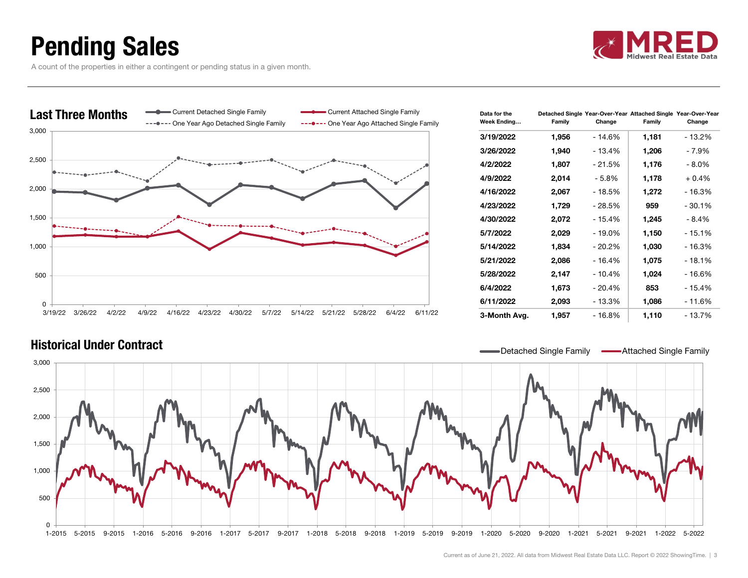# Pending Sales

A count of the properties in either a contingent or pending status in a given month.

## Last Three Months

| Data for the Week Ending... | Detached Single Family | Year-Over-Year Change | Attached Single Family | Year-Over-Year Change |
|---|---|---|---|---|
| 3/19/2022 | 1,956 | - 14.6% | 1,181 | - 13.2% |
| 3/26/2022 | 1,940 | - 13.4% | 1,206 | - 7.9% |
| 4/2/2022 | 1,807 | - 21.5% | 1,176 | - 8.0% |
| 4/9/2022 | 2,014 | - 5.8% | 1,178 | + 0.4% |
| 4/16/2022 | 2,067 | - 18.5% | 1,272 | - 16.3% |
| 4/23/2022 | 1,729 | - 28.5% | 959 | - 30.1% |
| 4/30/2022 | 2,072 | - 15.4% | 1,245 | - 8.4% |
| 5/7/2022 | 2,029 | - 19.0% | 1,150 | - 15.1% |
| 5/14/2022 | 1,834 | - 20.2% | 1,030 | - 16.3% |
| 5/21/2022 | 2,086 | - 16.4% | 1,075 | - 18.1% |
| 5/28/2022 | 2,147 | - 10.4% | 1,024 | - 16.6% |
| 6/4/2022 | 1,673 | - 20.4% | 853 | - 15.4% |
| 6/11/2022 | 2,093 | - 13.3% | 1,086 | - 11.6% |
| 3-Month Avg. | 1,957 | - 16.8% | 1,110 | - 13.7% |

## Historical Under Contract

Current as of June 21, 2022. All data from Midwest Real Estate Data LLC. Report © 2022 ShowingTime.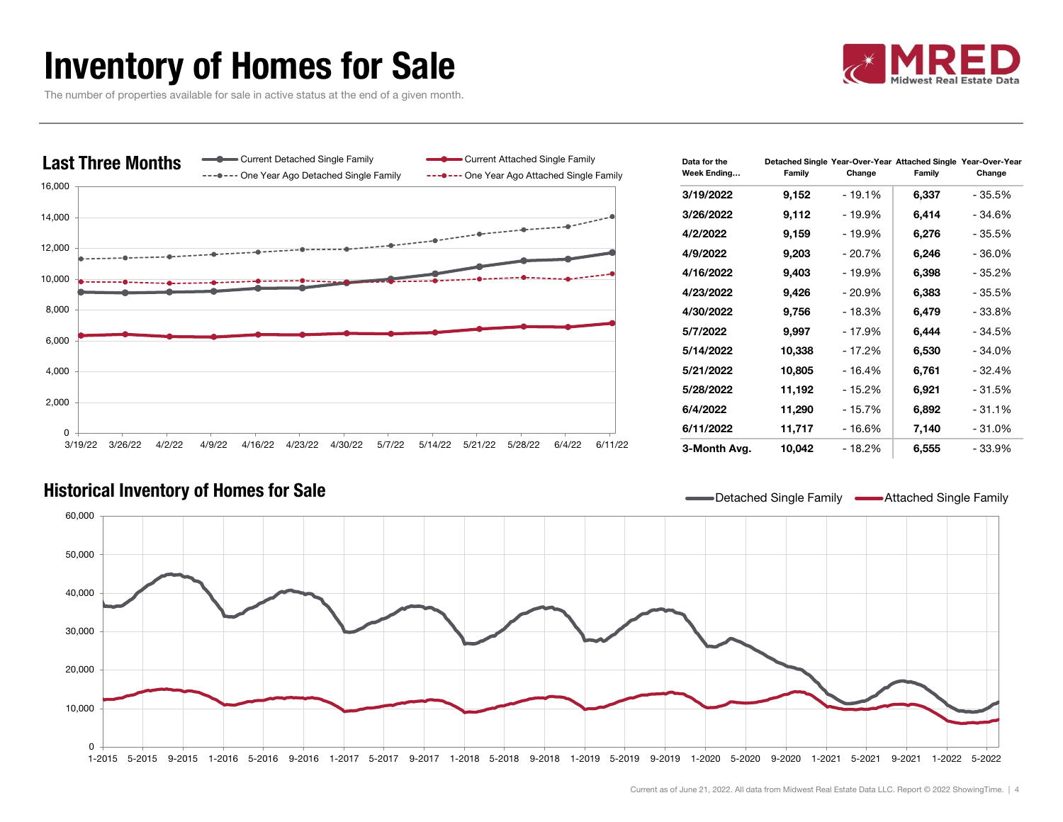# Inventory of Homes for Sale

The number of properties available for sale in active status at the end of a given month.

## Last Three Months

Current Detached Single Family | Current Attached Single Family | One Year Ago Detached Single Family | One Year Ago Attached Single Family

| Data for the Week Ending... | Detached Single Family | Year-Over-Year Change | Attached Single Family | Year-Over-Year Change |
|---|---|---|---|---|
| 3/19/2022 | 9,152 | - 19.1% | 6,337 | - 35.5% |
| 3/26/2022 | 9,112 | - 19.9% | 6,414 | - 34.6% |
| 4/2/2022 | 9,159 | - 19.9% | 6,276 | - 35.5% |
| 4/9/2022 | 9,203 | - 20.7% | 6,246 | - 36.0% |
| 4/16/2022 | 9,403 | - 19.9% | 6,398 | - 35.2% |
| 4/23/2022 | 9,426 | - 20.9% | 6,383 | - 35.5% |
| 4/30/2022 | 9,756 | - 18.3% | 6,479 | - 33.8% |
| 5/7/2022 | 9,997 | - 17.9% | 6,444 | - 34.5% |
| 5/14/2022 | 10,338 | - 17.2% | 6,530 | - 34.0% |
| 5/21/2022 | 10,805 | - 16.4% | 6,761 | - 32.4% |
| 5/28/2022 | 11,192 | - 15.2% | 6,921 | - 31.5% |
| 6/4/2022 | 11,290 | - 15.7% | 6,892 | - 31.1% |
| 6/11/2022 | 11,717 | - 16.6% | 7,140 | - 31.0% |
| 3-Month Avg. | 10,042 | - 18.2% | 6,555 | - 33.9% |

## Historical Inventory of Homes for Sale

Detached Single Family | Attached Single Family

Current as of June 21, 2022. All data from Midwest Real Estate Data LLC. Report © 2022 ShowingTime.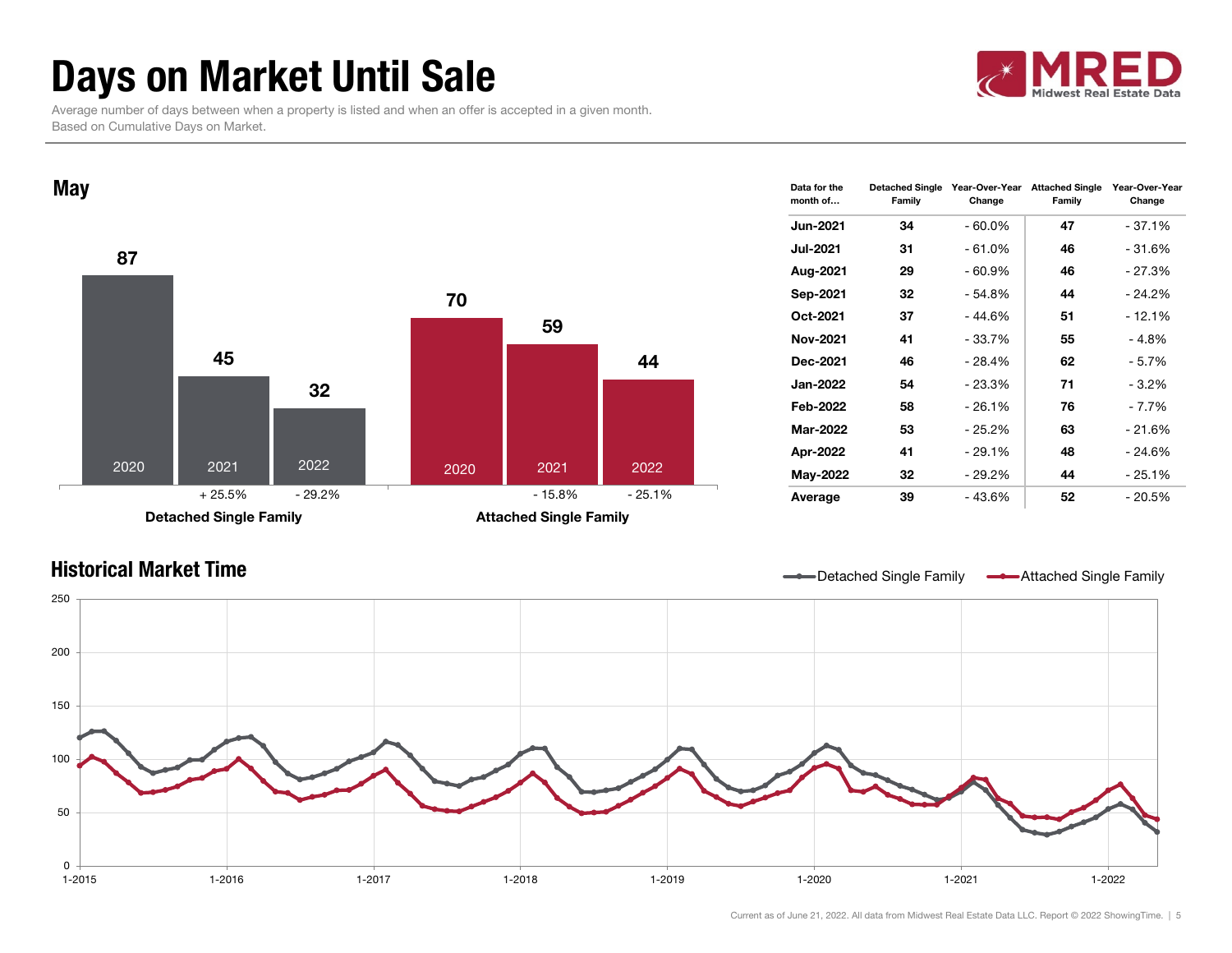# Days on Market Until Sale

Average number of days between when a property is listed and when an offer is accepted in a given month. Based on Cumulative Days on Market.

## May

| | 2020 | 2021 | 2022 |
|---|---|---|---|
| Detached Single Family | 87 | 45 | 32 |
| Year-Over-Year Change | | + 25.5% | - 29.2% |
| Attached Single Family | 70 | 59 | 44 |
| Year-Over-Year Change | | - 15.8% | - 25.1% |

| Data for the month of... | Detached Single Family | Year-Over-Year Change | Attached Single Family | Year-Over-Year Change |
|---|---|---|---|---|
| Jun-2021 | 34 | - 60.0% | 47 | - 37.1% |
| Jul-2021 | 31 | - 61.0% | 46 | - 31.6% |
| Aug-2021 | 29 | - 60.9% | 46 | - 27.3% |
| Sep-2021 | 32 | - 54.8% | 44 | - 24.2% |
| Oct-2021 | 37 | - 44.6% | 51 | - 12.1% |
| Nov-2021 | 41 | - 33.7% | 55 | - 4.8% |
| Dec-2021 | 46 | - 28.4% | 62 | - 5.7% |
| Jan-2022 | 54 | - 23.3% | 71 | - 3.2% |
| Feb-2022 | 58 | - 26.1% | 76 | - 7.7% |
| Mar-2022 | 53 | - 25.2% | 63 | - 21.6% |
| Apr-2022 | 41 | - 29.1% | 48 | - 24.6% |
| May-2022 | 32 | - 29.2% | 44 | - 25.1% |
| **Average** | **39** | **- 43.6%** | **52** | **- 20.5%** |

## Historical Market Time

Detached Single Family — Attached Single Family

Current as of June 21, 2022. All data from Midwest Real Estate Data LLC. Report © 2022 ShowingTime.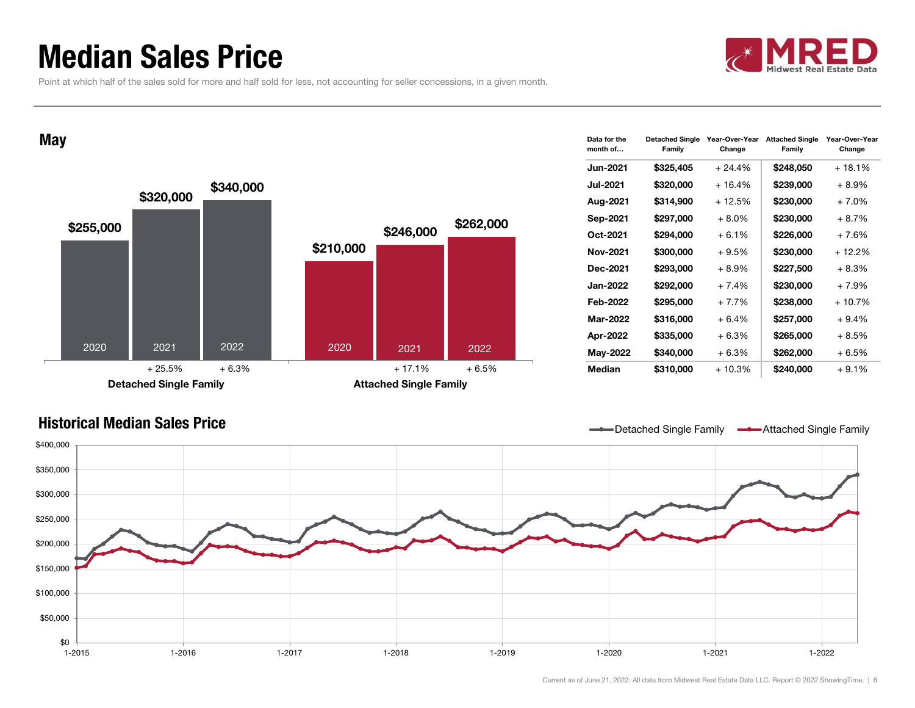# Median Sales Price

Point at which half of the sales sold for more and half sold for less, not accounting for seller concessions, in a given month.

## May

| | 2020 | 2021 | 2022 |
|---|---|---|---|
| Detached Single Family | $255,000 | $320,000 (+ 25.5%) | $340,000 (+ 6.3%) |
| Attached Single Family | $210,000 | $246,000 (+ 17.1%) | $262,000 (+ 6.5%) |

| Data for the month of... | Detached Single Family | Year-Over-Year Change | Attached Single Family | Year-Over-Year Change |
|---|---|---|---|---|
| Jun-2021 | $325,405 | + 24.4% | $248,050 | + 18.1% |
| Jul-2021 | $320,000 | + 16.4% | $239,000 | + 8.9% |
| Aug-2021 | $314,900 | + 12.5% | $230,000 | + 7.0% |
| Sep-2021 | $297,000 | + 8.0% | $230,000 | + 8.7% |
| Oct-2021 | $294,000 | + 6.1% | $226,000 | + 7.6% |
| Nov-2021 | $300,000 | + 9.5% | $230,000 | + 12.2% |
| Dec-2021 | $293,000 | + 8.9% | $227,500 | + 8.3% |
| Jan-2022 | $292,000 | + 7.4% | $230,000 | + 7.9% |
| Feb-2022 | $295,000 | + 7.7% | $238,000 | + 10.7% |
| Mar-2022 | $316,000 | + 6.4% | $257,000 | + 9.4% |
| Apr-2022 | $335,000 | + 6.3% | $265,000 | + 8.5% |
| May-2022 | $340,000 | + 6.3% | $262,000 | + 6.5% |
| Median | $310,000 | + 10.3% | $240,000 | + 9.1% |

## Historical Median Sales Price

Detached Single Family / Attached Single Family

Current as of June 21, 2022. All data from Midwest Real Estate Data LLC. Report © 2022 ShowingTime.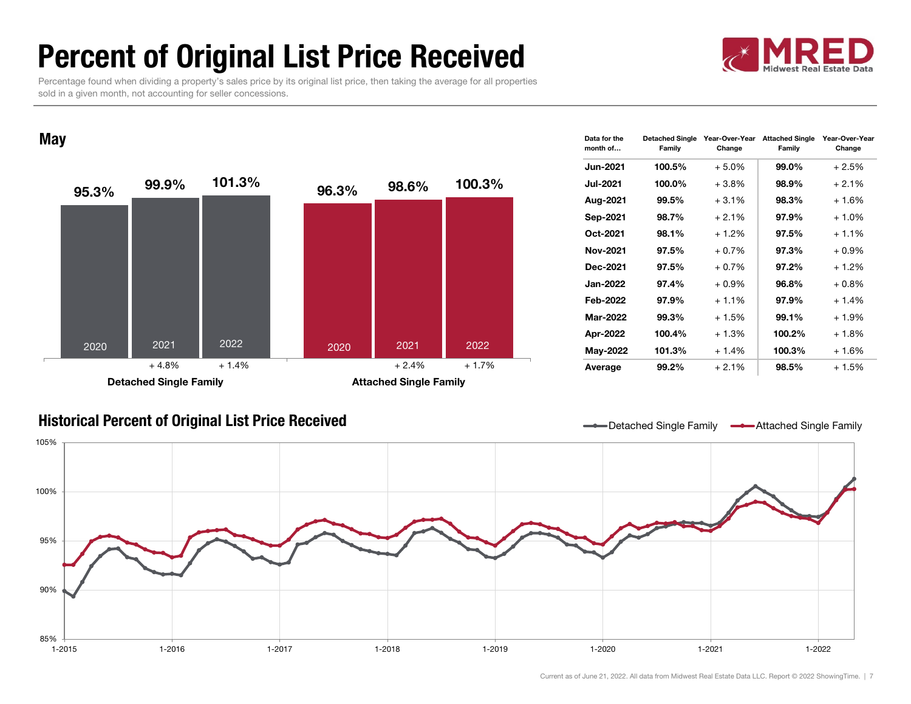# Percent of Original List Price Received

Percentage found when dividing a property's sales price by its original list price, then taking the average for all properties sold in a given month, not accounting for seller concessions.

## May

**Detached Single Family**

| Year | Percent | Year-Over-Year Change |
|---|---|---|
| 2020 | 95.3% | |
| 2021 | 99.9% | + 4.8% |
| 2022 | 101.3% | + 1.4% |

**Attached Single Family**

| Year | Percent | Year-Over-Year Change |
|---|---|---|
| 2020 | 96.3% | |
| 2021 | 98.6% | + 2.4% |
| 2022 | 100.3% | + 1.7% |

| Data for the month of... | Detached Single Family | Year-Over-Year Change | Attached Single Family | Year-Over-Year Change |
|---|---|---|---|---|
| Jun-2021 | 100.5% | + 5.0% | 99.0% | + 2.5% |
| Jul-2021 | 100.0% | + 3.8% | 98.9% | + 2.1% |
| Aug-2021 | 99.5% | + 3.1% | 98.3% | + 1.6% |
| Sep-2021 | 98.7% | + 2.1% | 97.9% | + 1.0% |
| Oct-2021 | 98.1% | + 1.2% | 97.5% | + 1.1% |
| Nov-2021 | 97.5% | + 0.7% | 97.3% | + 0.9% |
| Dec-2021 | 97.5% | + 0.7% | 97.2% | + 1.2% |
| Jan-2022 | 97.4% | + 0.9% | 96.8% | + 0.8% |
| Feb-2022 | 97.9% | + 1.1% | 97.9% | + 1.4% |
| Mar-2022 | 99.3% | + 1.5% | 99.1% | + 1.9% |
| Apr-2022 | 100.4% | + 1.3% | 100.2% | + 1.8% |
| May-2022 | 101.3% | + 1.4% | 100.3% | + 1.6% |
| Average | 99.2% | + 2.1% | 98.5% | + 1.5% |

## Historical Percent of Original List Price Received

Detached Single Family — Attached Single Family

Current as of June 21, 2022. All data from Midwest Real Estate Data LLC. Report © 2022 ShowingTime.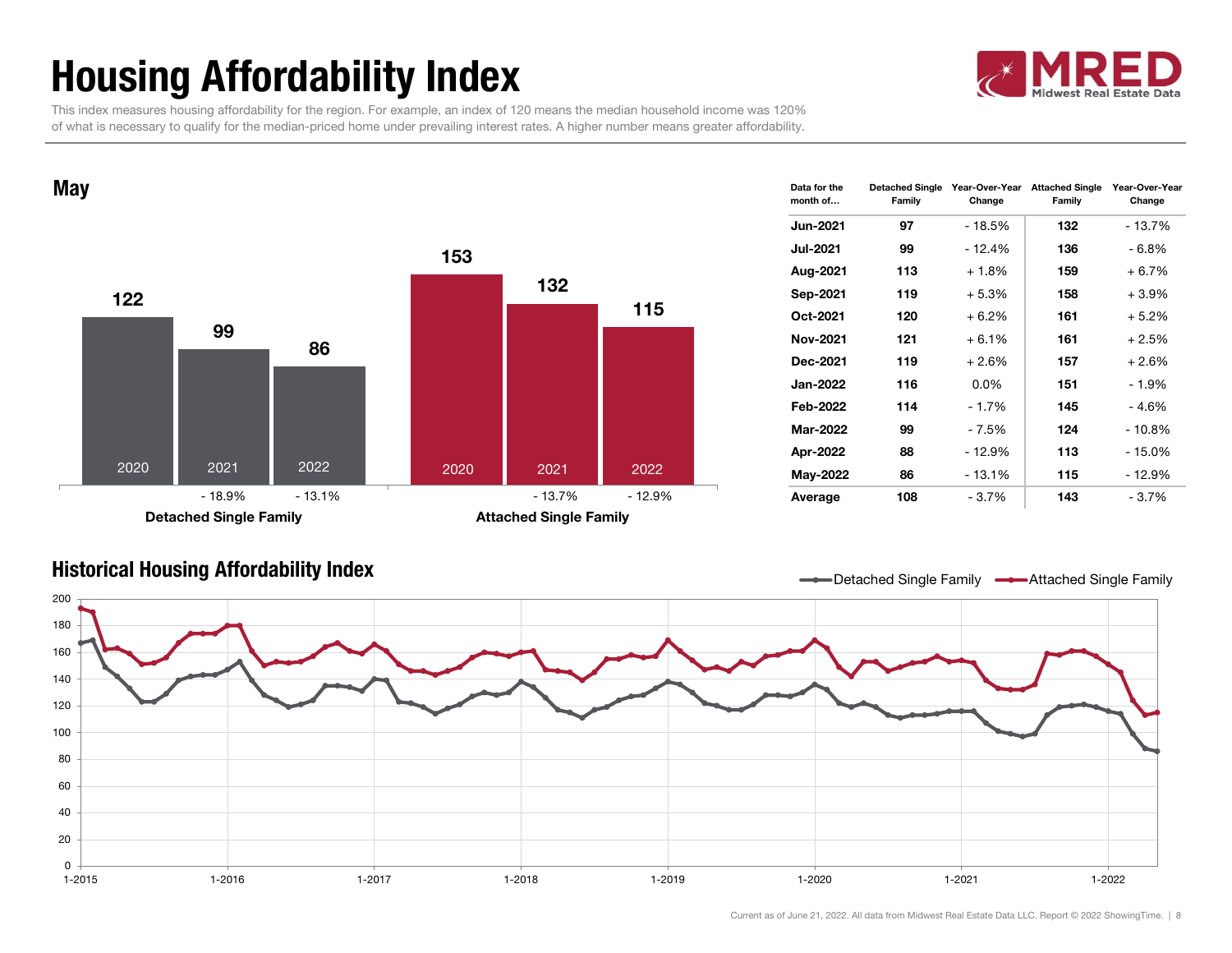# Housing Affordability Index

This index measures housing affordability for the region. For example, an index of 120 means the median household income was 120% of what is necessary to qualify for the median-priced home under prevailing interest rates. A higher number means greater affordability.

## May

| | 2020 | 2021 | 2022 |
|---|---|---|---|
| Detached Single Family | 122 | 99 (- 18.9%) | 86 (- 13.1%) |
| Attached Single Family | 153 | 132 (- 13.7%) | 115 (- 12.9%) |

| Data for the month of… | Detached Single Family | Year-Over-Year Change | Attached Single Family | Year-Over-Year Change |
|---|---|---|---|---|
| Jun-2021 | 97 | - 18.5% | 132 | - 13.7% |
| Jul-2021 | 99 | - 12.4% | 136 | - 6.8% |
| Aug-2021 | 113 | + 1.8% | 159 | + 6.7% |
| Sep-2021 | 119 | + 5.3% | 158 | + 3.9% |
| Oct-2021 | 120 | + 6.2% | 161 | + 5.2% |
| Nov-2021 | 121 | + 6.1% | 161 | + 2.5% |
| Dec-2021 | 119 | + 2.6% | 157 | + 2.6% |
| Jan-2022 | 116 | 0.0% | 151 | - 1.9% |
| Feb-2022 | 114 | - 1.7% | 145 | - 4.6% |
| Mar-2022 | 99 | - 7.5% | 124 | - 10.8% |
| Apr-2022 | 88 | - 12.9% | 113 | - 15.0% |
| May-2022 | 86 | - 13.1% | 115 | - 12.9% |
| Average | 108 | - 3.7% | 143 | - 3.7% |

## Historical Housing Affordability Index

Detached Single Family — Attached Single Family

Current as of June 21, 2022. All data from Midwest Real Estate Data LLC. Report © 2022 ShowingTime.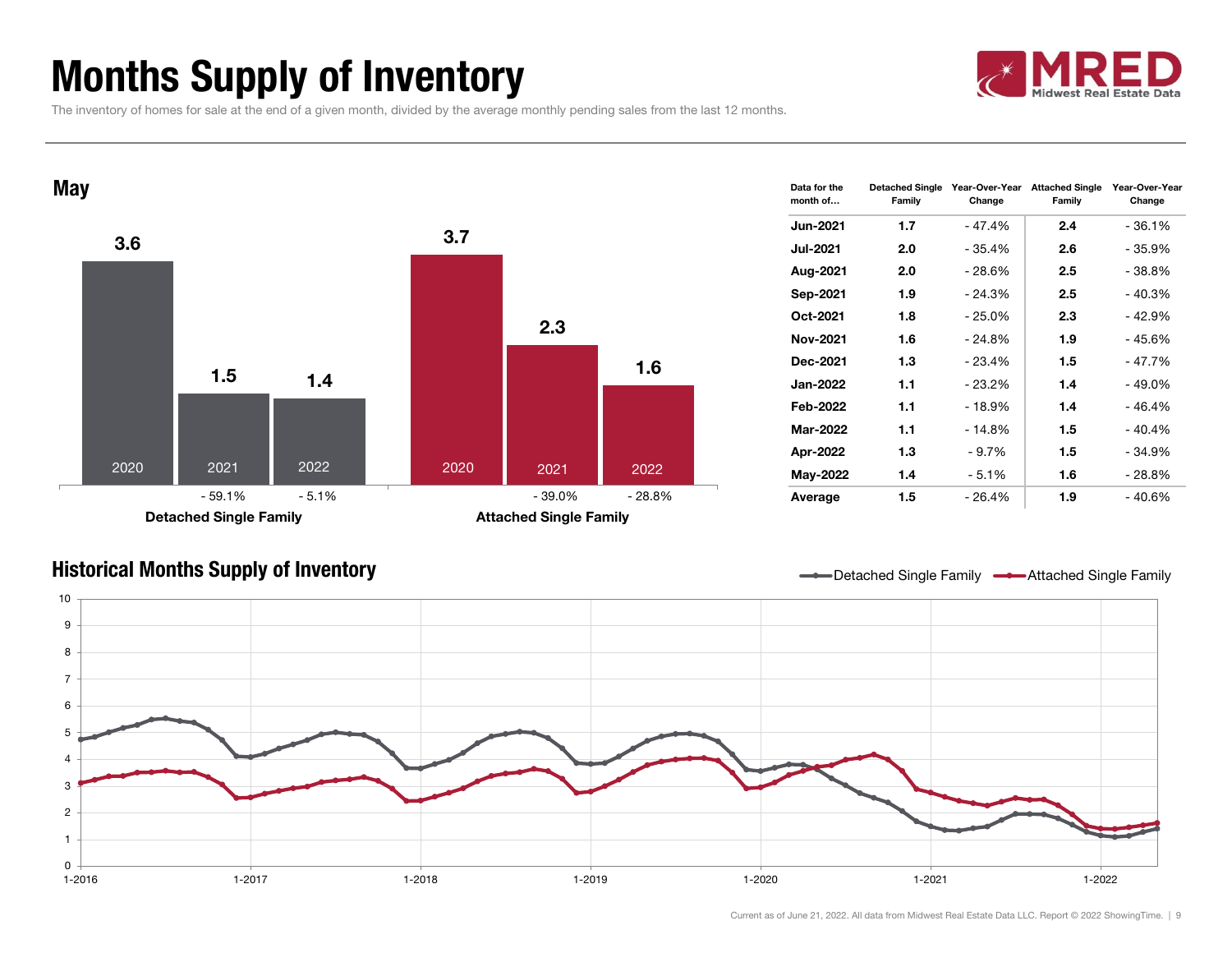# Months Supply of Inventory

The inventory of homes for sale at the end of a given month, divided by the average monthly pending sales from the last 12 months.

## May

3.6
1.5
1.4
2020
2021
2022
- 59.1%
- 5.1%
**Detached Single Family**

3.7
2.3
1.6
2020
2021
2022
- 39.0%
- 28.8%
**Attached Single Family**

| Data for the month of... | Detached Single Family | Year-Over-Year Change | Attached Single Family | Year-Over-Year Change |
|---|---|---|---|---|
| Jun-2021 | 1.7 | - 47.4% | 2.4 | - 36.1% |
| Jul-2021 | 2.0 | - 35.4% | 2.6 | - 35.9% |
| Aug-2021 | 2.0 | - 28.6% | 2.5 | - 38.8% |
| Sep-2021 | 1.9 | - 24.3% | 2.5 | - 40.3% |
| Oct-2021 | 1.8 | - 25.0% | 2.3 | - 42.9% |
| Nov-2021 | 1.6 | - 24.8% | 1.9 | - 45.6% |
| Dec-2021 | 1.3 | - 23.4% | 1.5 | - 47.7% |
| Jan-2022 | 1.1 | - 23.2% | 1.4 | - 49.0% |
| Feb-2022 | 1.1 | - 18.9% | 1.4 | - 46.4% |
| Mar-2022 | 1.1 | - 14.8% | 1.5 | - 40.4% |
| Apr-2022 | 1.3 | - 9.7% | 1.5 | - 34.9% |
| May-2022 | 1.4 | - 5.1% | 1.6 | - 28.8% |
| **Average** | **1.5** | - 26.4% | **1.9** | - 40.6% |

## Historical Months Supply of Inventory

Detached Single Family
Attached Single Family

10
9
8
7
6
5
4
3
2
1
0

1-2016
1-2017
1-2018
1-2019
1-2020
1-2021
1-2022

Current as of June 21, 2022. All data from Midwest Real Estate Data LLC. Report © 2022 ShowingTime.